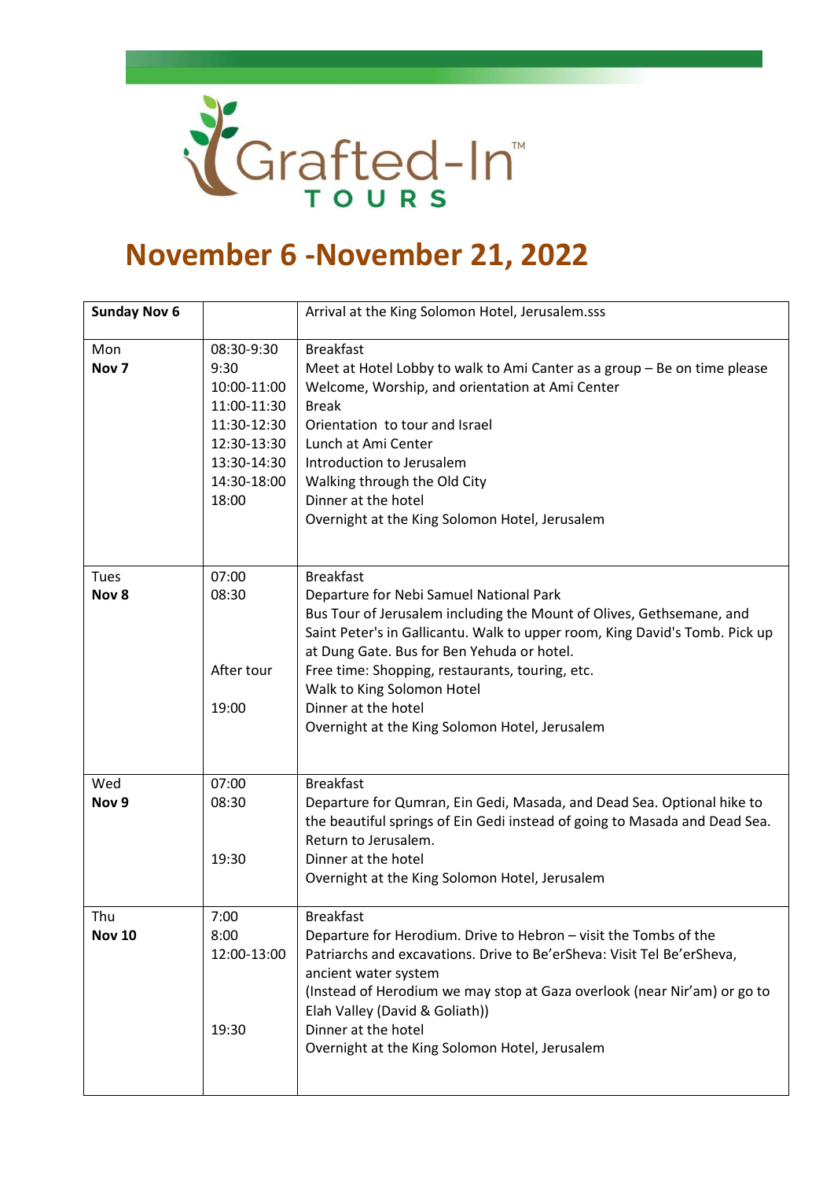Grafted-In™ TOURS

# November 6 -November 21, 2022

| **Sunday Nov 6** | | Arrival at the King Solomon Hotel, Jerusalem.sss |
|---|---|---|
| Mon<br>**Nov 7** | 08:30-9:30<br>9:30<br>10:00-11:00<br>11:00-11:30<br>11:30-12:30<br>12:30-13:30<br>13:30-14:30<br>14:30-18:00<br>18:00 | Breakfast<br>Meet at Hotel Lobby to walk to Ami Canter as a group – Be on time please<br>Welcome, Worship, and orientation at Ami Center<br>Break<br>Orientation to tour and Israel<br>Lunch at Ami Center<br>Introduction to Jerusalem<br>Walking through the Old City<br>Dinner at the hotel<br>Overnight at the King Solomon Hotel, Jerusalem |
| Tues<br>**Nov 8** | 07:00<br>08:30<br><br><br><br>After tour<br><br>19:00 | Breakfast<br>Departure for Nebi Samuel National Park<br>Bus Tour of Jerusalem including the Mount of Olives, Gethsemane, and Saint Peter's in Gallicantu. Walk to upper room, King David's Tomb. Pick up at Dung Gate. Bus for Ben Yehuda or hotel.<br>Free time: Shopping, restaurants, touring, etc.<br>Walk to King Solomon Hotel<br>Dinner at the hotel<br>Overnight at the King Solomon Hotel, Jerusalem |
| Wed<br>**Nov 9** | 07:00<br>08:30<br><br><br>19:30 | Breakfast<br>Departure for Qumran, Ein Gedi, Masada, and Dead Sea. Optional hike to the beautiful springs of Ein Gedi instead of going to Masada and Dead Sea. Return to Jerusalem.<br>Dinner at the hotel<br>Overnight at the King Solomon Hotel, Jerusalem |
| Thu<br>**Nov 10** | 7:00<br>8:00<br>12:00-13:00<br><br><br><br>19:30 | Breakfast<br>Departure for Herodium. Drive to Hebron – visit the Tombs of the Patriarchs and excavations. Drive to Be'erSheva: Visit Tel Be'erSheva, ancient water system<br>(Instead of Herodium we may stop at Gaza overlook (near Nir'am) or go to Elah Valley (David & Goliath))<br>Dinner at the hotel<br>Overnight at the King Solomon Hotel, Jerusalem |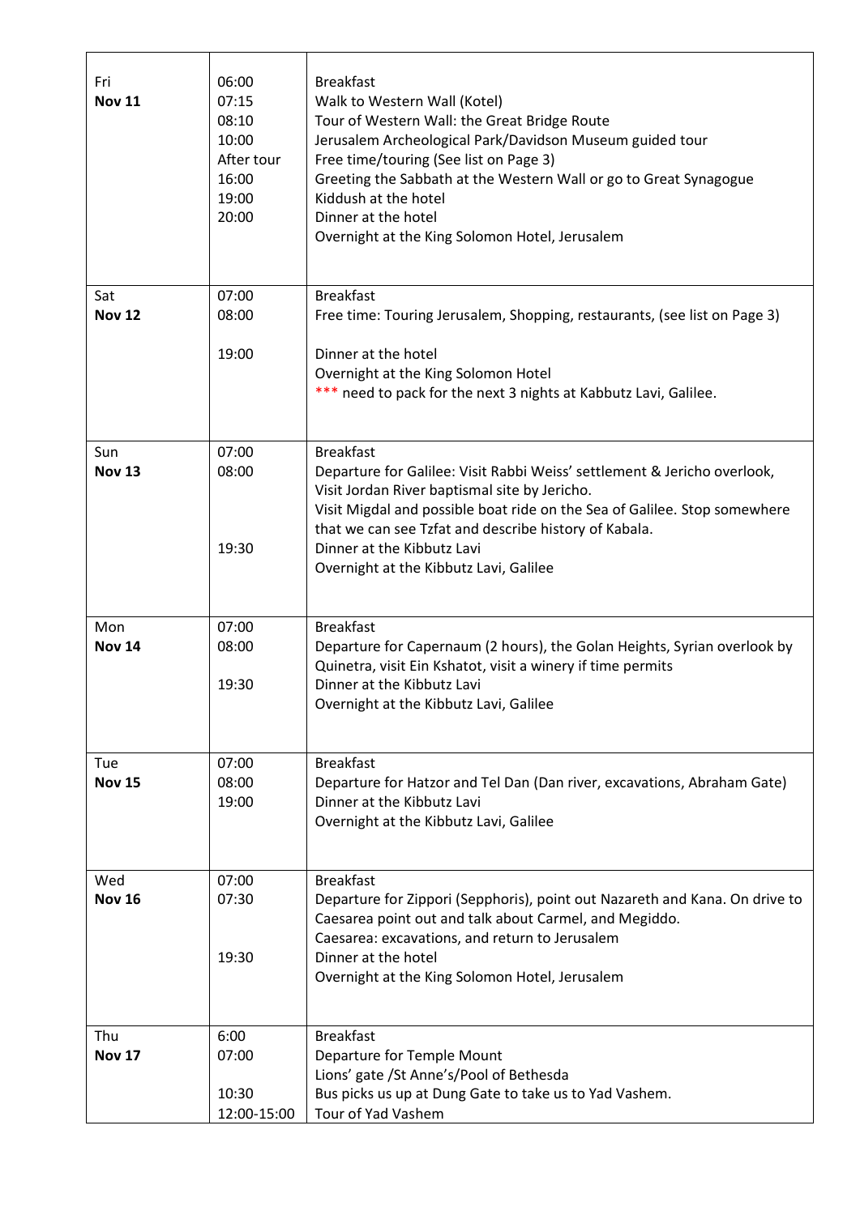| | | |
|---|---|---|
| Fri<br>**Nov 11** | 06:00<br>07:15<br>08:10<br>10:00<br>After tour<br>16:00<br>19:00<br>20:00 | Breakfast<br>Walk to Western Wall (Kotel)<br>Tour of Western Wall: the Great Bridge Route<br>Jerusalem Archeological Park/Davidson Museum guided tour<br>Free time/touring (See list on Page 3)<br>Greeting the Sabbath at the Western Wall or go to Great Synagogue<br>Kiddush at the hotel<br>Dinner at the hotel<br>Overnight at the King Solomon Hotel, Jerusalem |
| Sat<br>**Nov 12** | 07:00<br>08:00<br><br>19:00 | Breakfast<br>Free time: Touring Jerusalem, Shopping, restaurants, (see list on Page 3)<br><br>Dinner at the hotel<br>Overnight at the King Solomon Hotel<br>*** need to pack for the next 3 nights at Kabbutz Lavi, Galilee. |
| Sun<br>**Nov 13** | 07:00<br>08:00<br><br><br><br>19:30 | Breakfast<br>Departure for Galilee: Visit Rabbi Weiss' settlement & Jericho overlook, Visit Jordan River baptismal site by Jericho.<br>Visit Migdal and possible boat ride on the Sea of Galilee. Stop somewhere that we can see Tzfat and describe history of Kabala.<br>Dinner at the Kibbutz Lavi<br>Overnight at the Kibbutz Lavi, Galilee |
| Mon<br>**Nov 14** | 07:00<br>08:00<br><br>19:30 | Breakfast<br>Departure for Capernaum (2 hours), the Golan Heights, Syrian overlook by Quinetra, visit Ein Kshatot, visit a winery if time permits<br>Dinner at the Kibbutz Lavi<br>Overnight at the Kibbutz Lavi, Galilee |
| Tue<br>**Nov 15** | 07:00<br>08:00<br>19:00 | Breakfast<br>Departure for Hatzor and Tel Dan (Dan river, excavations, Abraham Gate)<br>Dinner at the Kibbutz Lavi<br>Overnight at the Kibbutz Lavi, Galilee |
| Wed<br>**Nov 16** | 07:00<br>07:30<br><br><br>19:30 | Breakfast<br>Departure for Zippori (Sepphoris), point out Nazareth and Kana. On drive to Caesarea point out and talk about Carmel, and Megiddo.<br>Caesarea: excavations, and return to Jerusalem<br>Dinner at the hotel<br>Overnight at the King Solomon Hotel, Jerusalem |
| Thu<br>**Nov 17** | 6:00<br>07:00<br><br>10:30<br>12:00-15:00 | Breakfast<br>Departure for Temple Mount<br>Lions' gate /St Anne's/Pool of Bethesda<br>Bus picks us up at Dung Gate to take us to Yad Vashem.<br>Tour of Yad Vashem |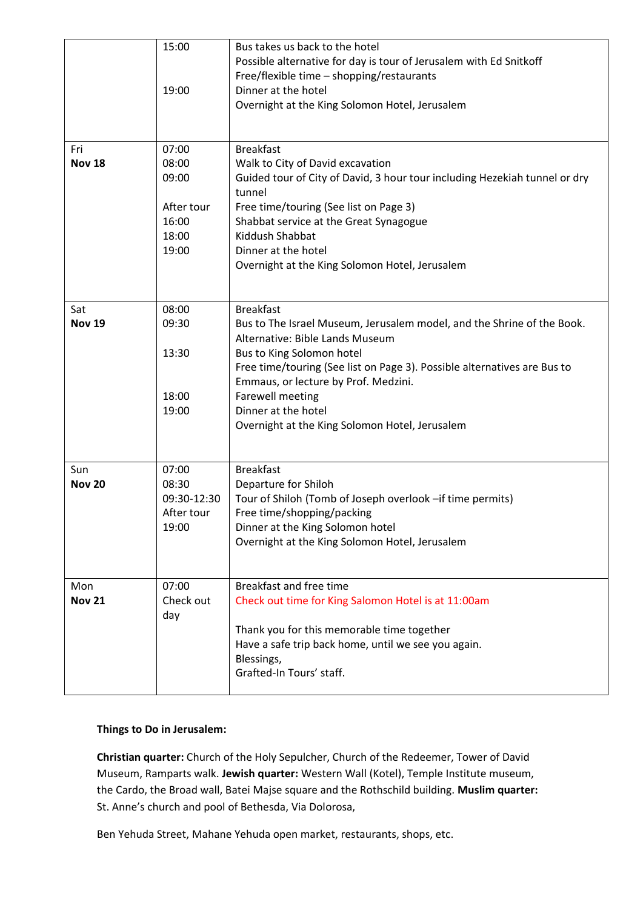| | | |
|---|---|---|
| | 15:00<br><br><br>19:00 | Bus takes us back to the hotel<br>Possible alternative for day is tour of Jerusalem with Ed Snitkoff<br>Free/flexible time – shopping/restaurants<br>Dinner at the hotel<br>Overnight at the King Solomon Hotel, Jerusalem |
| Fri<br>**Nov 18** | 07:00<br>08:00<br>09:00<br><br>After tour<br>16:00<br>18:00<br>19:00 | Breakfast<br>Walk to City of David excavation<br>Guided tour of City of David, 3 hour tour including Hezekiah tunnel or dry tunnel<br>Free time/touring (See list on Page 3)<br>Shabbat service at the Great Synagogue<br>Kiddush Shabbat<br>Dinner at the hotel<br>Overnight at the King Solomon Hotel, Jerusalem |
| Sat<br>**Nov 19** | 08:00<br>09:30<br><br>13:30<br><br><br>18:00<br>19:00 | Breakfast<br>Bus to The Israel Museum, Jerusalem model, and the Shrine of the Book.<br>Alternative: Bible Lands Museum<br>Bus to King Solomon hotel<br>Free time/touring (See list on Page 3). Possible alternatives are Bus to Emmaus, or lecture by Prof. Medzini.<br>Farewell meeting<br>Dinner at the hotel<br>Overnight at the King Solomon Hotel, Jerusalem |
| Sun<br>**Nov 20** | 07:00<br>08:30<br>09:30-12:30<br>After tour<br>19:00 | Breakfast<br>Departure for Shiloh<br>Tour of Shiloh (Tomb of Joseph overlook –if time permits)<br>Free time/shopping/packing<br>Dinner at the King Solomon hotel<br>Overnight at the King Solomon Hotel, Jerusalem |
| Mon<br>**Nov 21** | 07:00<br>Check out day | Breakfast and free time<br>Check out time for King Salomon Hotel is at 11:00am<br><br>Thank you for this memorable time together<br>Have a safe trip back home, until we see you again.<br>Blessings,<br>Grafted-In Tours' staff. |

**Things to Do in Jerusalem:**

**Christian quarter:** Church of the Holy Sepulcher, Church of the Redeemer, Tower of David Museum, Ramparts walk. **Jewish quarter:** Western Wall (Kotel), Temple Institute museum, the Cardo, the Broad wall, Batei Majse square and the Rothschild building. **Muslim quarter:** St. Anne's church and pool of Bethesda, Via Dolorosa,

Ben Yehuda Street, Mahane Yehuda open market, restaurants, shops, etc.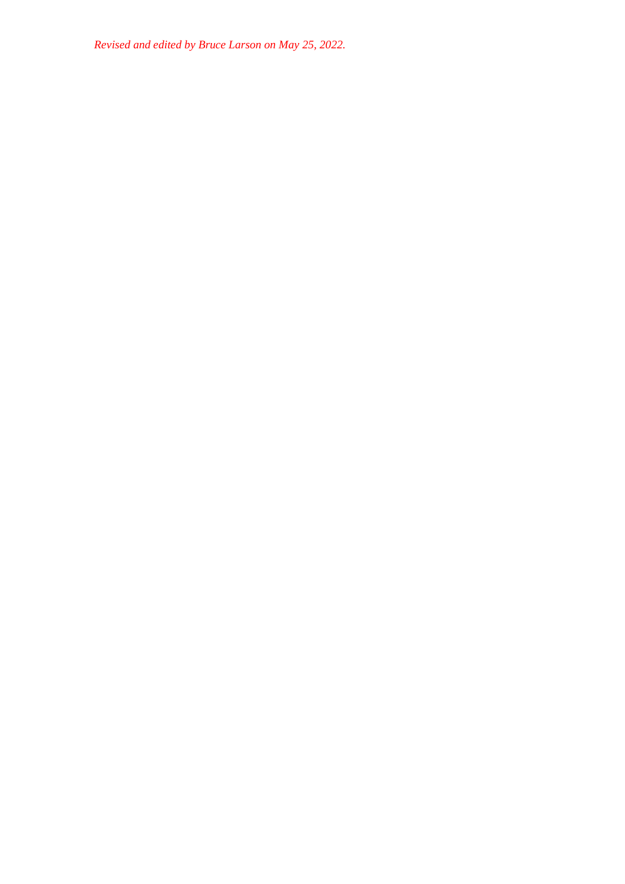*Revised and edited by Bruce Larson on May 25, 2022.*